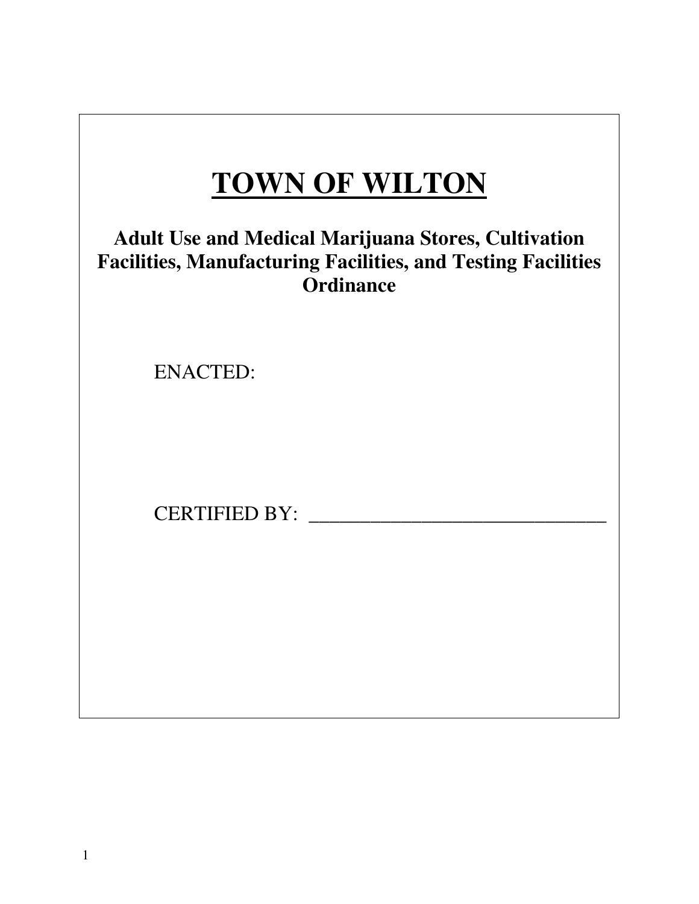# TOWN OF WILTON

## Adult Use and Medical Marijuana Stores, Cultivation Facilities, Manufacturing Facilities, and Testing Facilities Ordinance

ENACTED:

CERTIFIED BY: ______________________________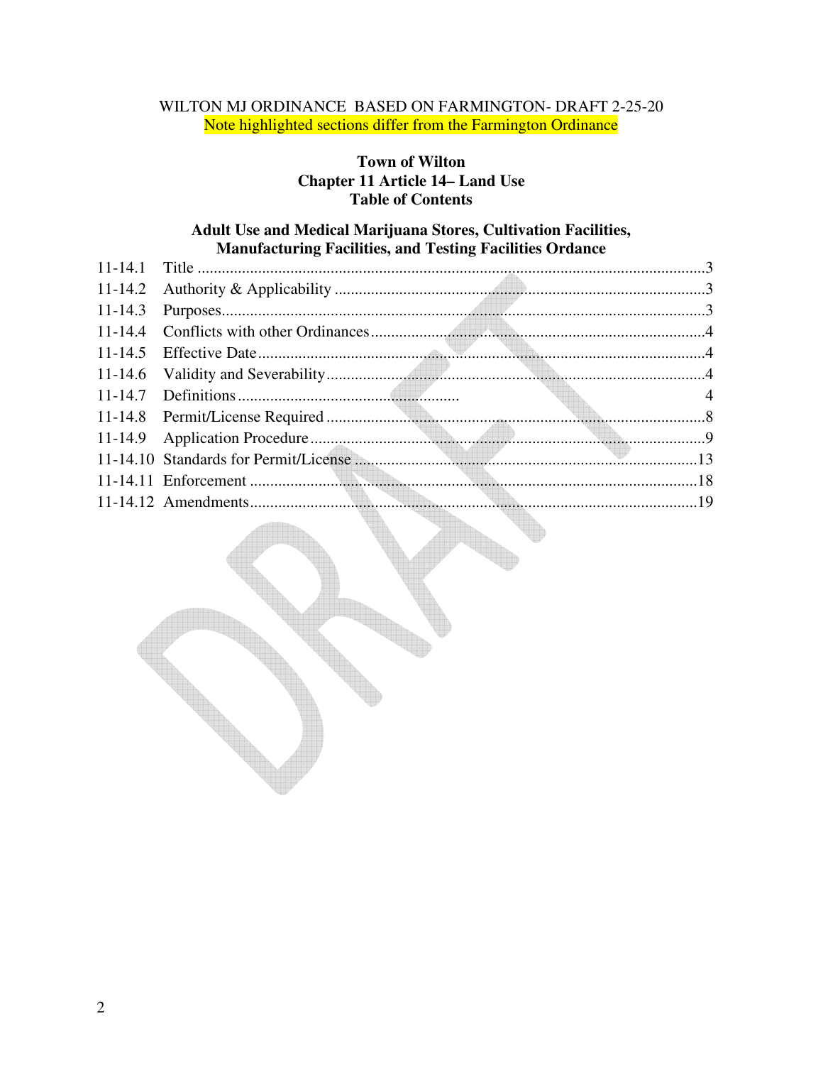WILTON MJ ORDINANCE BASED ON FARMINGTON- DRAFT 2-25-20

Note highlighted sections differ from the Farmington Ordinance

**Town of Wilton**
**Chapter 11 Article 14– Land Use**
**Table of Contents**

**Adult Use and Medical Marijuana Stores, Cultivation Facilities, Manufacturing Facilities, and Testing Facilities Ordance**

| | | |
|---|---|---|
| 11-14.1 | Title | 3 |
| 11-14.2 | Authority & Applicability | 3 |
| 11-14.3 | Purposes | 3 |
| 11-14.4 | Conflicts with other Ordinances | 4 |
| 11-14.5 | Effective Date | 4 |
| 11-14.6 | Validity and Severability | 4 |
| 11-14.7 | Definitions | 4 |
| 11-14.8 | Permit/License Required | 8 |
| 11-14.9 | Application Procedure | 9 |
| 11-14.10 | Standards for Permit/License | 13 |
| 11-14.11 | Enforcement | 18 |
| 11-14.12 | Amendments | 19 |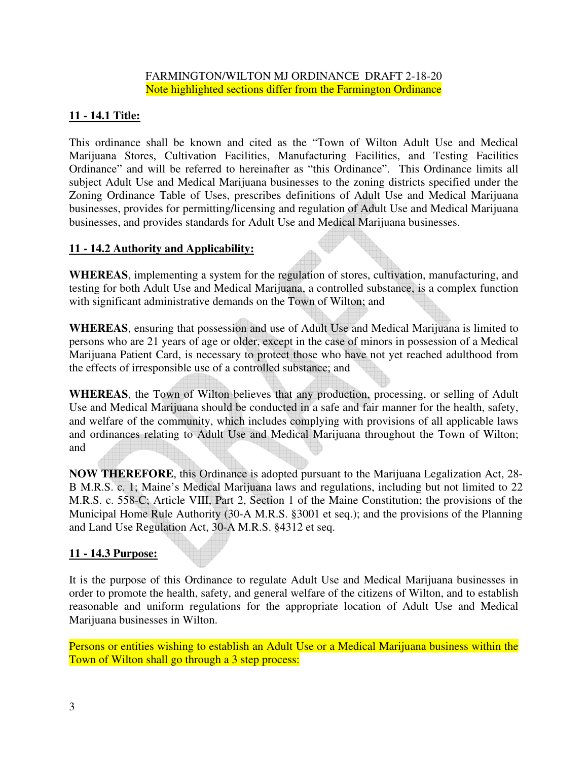FARMINGTON/WILTON MJ ORDINANCE DRAFT 2-18-20
Note highlighted sections differ from the Farmington Ordinance

## 11 - 14.1 Title:

This ordinance shall be known and cited as the "Town of Wilton Adult Use and Medical Marijuana Stores, Cultivation Facilities, Manufacturing Facilities, and Testing Facilities Ordinance" and will be referred to hereinafter as "this Ordinance". This Ordinance limits all subject Adult Use and Medical Marijuana businesses to the zoning districts specified under the Zoning Ordinance Table of Uses, prescribes definitions of Adult Use and Medical Marijuana businesses, provides for permitting/licensing and regulation of Adult Use and Medical Marijuana businesses, and provides standards for Adult Use and Medical Marijuana businesses.

## 11 - 14.2 Authority and Applicability:

**WHEREAS**, implementing a system for the regulation of stores, cultivation, manufacturing, and testing for both Adult Use and Medical Marijuana, a controlled substance, is a complex function with significant administrative demands on the Town of Wilton; and

**WHEREAS**, ensuring that possession and use of Adult Use and Medical Marijuana is limited to persons who are 21 years of age or older, except in the case of minors in possession of a Medical Marijuana Patient Card, is necessary to protect those who have not yet reached adulthood from the effects of irresponsible use of a controlled substance; and

**WHEREAS**, the Town of Wilton believes that any production, processing, or selling of Adult Use and Medical Marijuana should be conducted in a safe and fair manner for the health, safety, and welfare of the community, which includes complying with provisions of all applicable laws and ordinances relating to Adult Use and Medical Marijuana throughout the Town of Wilton; and

**NOW THEREFORE**, this Ordinance is adopted pursuant to the Marijuana Legalization Act, 28-B M.R.S. c. 1; Maine's Medical Marijuana laws and regulations, including but not limited to 22 M.R.S. c. 558-C; Article VIII, Part 2, Section 1 of the Maine Constitution; the provisions of the Municipal Home Rule Authority (30-A M.R.S. §3001 et seq.); and the provisions of the Planning and Land Use Regulation Act, 30-A M.R.S. §4312 et seq.

## 11 - 14.3 Purpose:

It is the purpose of this Ordinance to regulate Adult Use and Medical Marijuana businesses in order to promote the health, safety, and general welfare of the citizens of Wilton, and to establish reasonable and uniform regulations for the appropriate location of Adult Use and Medical Marijuana businesses in Wilton.

Persons or entities wishing to establish an Adult Use or a Medical Marijuana business within the Town of Wilton shall go through a 3 step process: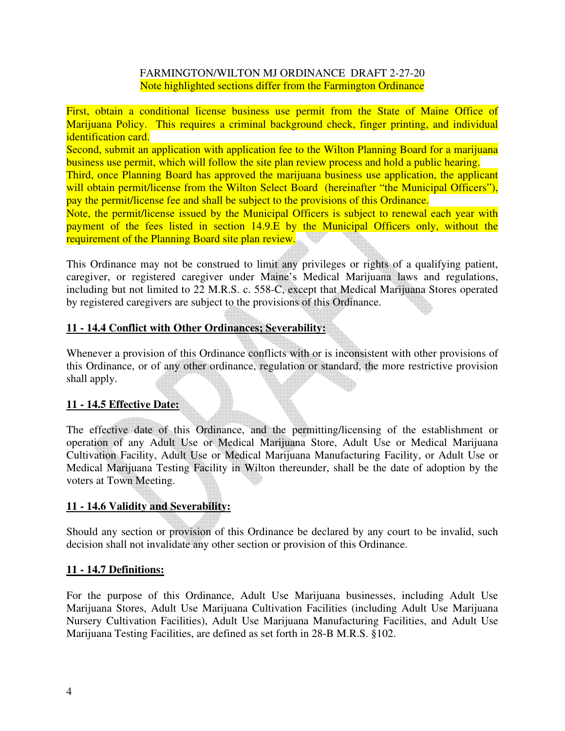FARMINGTON/WILTON MJ ORDINANCE DRAFT 2-27-20
Note highlighted sections differ from the Farmington Ordinance

First, obtain a conditional license business use permit from the State of Maine Office of Marijuana Policy. This requires a criminal background check, finger printing, and individual identification card.
Second, submit an application with application fee to the Wilton Planning Board for a marijuana business use permit, which will follow the site plan review process and hold a public hearing.
Third, once Planning Board has approved the marijuana business use application, the applicant will obtain permit/license from the Wilton Select Board (hereinafter "the Municipal Officers"), pay the permit/license fee and shall be subject to the provisions of this Ordinance.
Note, the permit/license issued by the Municipal Officers is subject to renewal each year with payment of the fees listed in section 14.9.E by the Municipal Officers only, without the requirement of the Planning Board site plan review.

This Ordinance may not be construed to limit any privileges or rights of a qualifying patient, caregiver, or registered caregiver under Maine's Medical Marijuana laws and regulations, including but not limited to 22 M.R.S. c. 558-C, except that Medical Marijuana Stores operated by registered caregivers are subject to the provisions of this Ordinance.

**11 - 14.4 Conflict with Other Ordinances; Severability:**

Whenever a provision of this Ordinance conflicts with or is inconsistent with other provisions of this Ordinance, or of any other ordinance, regulation or standard, the more restrictive provision shall apply.

**11 - 14.5 Effective Date:**

The effective date of this Ordinance, and the permitting/licensing of the establishment or operation of any Adult Use or Medical Marijuana Store, Adult Use or Medical Marijuana Cultivation Facility, Adult Use or Medical Marijuana Manufacturing Facility, or Adult Use or Medical Marijuana Testing Facility in Wilton thereunder, shall be the date of adoption by the voters at Town Meeting.

**11 - 14.6 Validity and Severability:**

Should any section or provision of this Ordinance be declared by any court to be invalid, such decision shall not invalidate any other section or provision of this Ordinance.

**11 - 14.7 Definitions:**

For the purpose of this Ordinance, Adult Use Marijuana businesses, including Adult Use Marijuana Stores, Adult Use Marijuana Cultivation Facilities (including Adult Use Marijuana Nursery Cultivation Facilities), Adult Use Marijuana Manufacturing Facilities, and Adult Use Marijuana Testing Facilities, are defined as set forth in 28-B M.R.S. §102.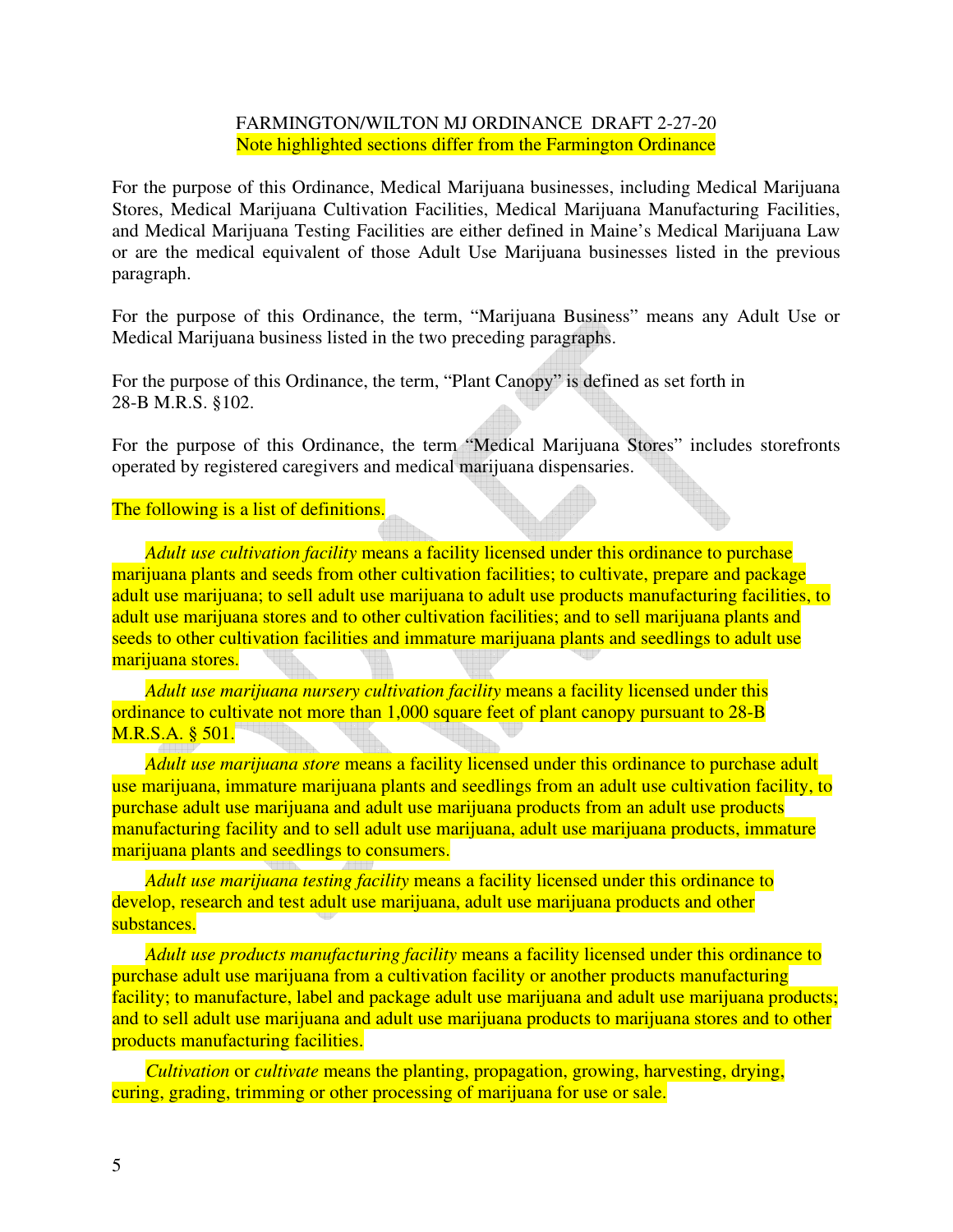FARMINGTON/WILTON MJ ORDINANCE DRAFT 2-27-20
Note highlighted sections differ from the Farmington Ordinance

For the purpose of this Ordinance, Medical Marijuana businesses, including Medical Marijuana Stores, Medical Marijuana Cultivation Facilities, Medical Marijuana Manufacturing Facilities, and Medical Marijuana Testing Facilities are either defined in Maine's Medical Marijuana Law or are the medical equivalent of those Adult Use Marijuana businesses listed in the previous paragraph.

For the purpose of this Ordinance, the term, "Marijuana Business" means any Adult Use or Medical Marijuana business listed in the two preceding paragraphs.

For the purpose of this Ordinance, the term, "Plant Canopy" is defined as set forth in 28-B M.R.S. §102.

For the purpose of this Ordinance, the term "Medical Marijuana Stores" includes storefronts operated by registered caregivers and medical marijuana dispensaries.

The following is a list of definitions.

*Adult use cultivation facility* means a facility licensed under this ordinance to purchase marijuana plants and seeds from other cultivation facilities; to cultivate, prepare and package adult use marijuana; to sell adult use marijuana to adult use products manufacturing facilities, to adult use marijuana stores and to other cultivation facilities; and to sell marijuana plants and seeds to other cultivation facilities and immature marijuana plants and seedlings to adult use marijuana stores.

*Adult use marijuana nursery cultivation facility* means a facility licensed under this ordinance to cultivate not more than 1,000 square feet of plant canopy pursuant to 28-B M.R.S.A. § 501.

*Adult use marijuana store* means a facility licensed under this ordinance to purchase adult use marijuana, immature marijuana plants and seedlings from an adult use cultivation facility, to purchase adult use marijuana and adult use marijuana products from an adult use products manufacturing facility and to sell adult use marijuana, adult use marijuana products, immature marijuana plants and seedlings to consumers.

*Adult use marijuana testing facility* means a facility licensed under this ordinance to develop, research and test adult use marijuana, adult use marijuana products and other substances.

*Adult use products manufacturing facility* means a facility licensed under this ordinance to purchase adult use marijuana from a cultivation facility or another products manufacturing facility; to manufacture, label and package adult use marijuana and adult use marijuana products; and to sell adult use marijuana and adult use marijuana products to marijuana stores and to other products manufacturing facilities.

*Cultivation* or *cultivate* means the planting, propagation, growing, harvesting, drying, curing, grading, trimming or other processing of marijuana for use or sale.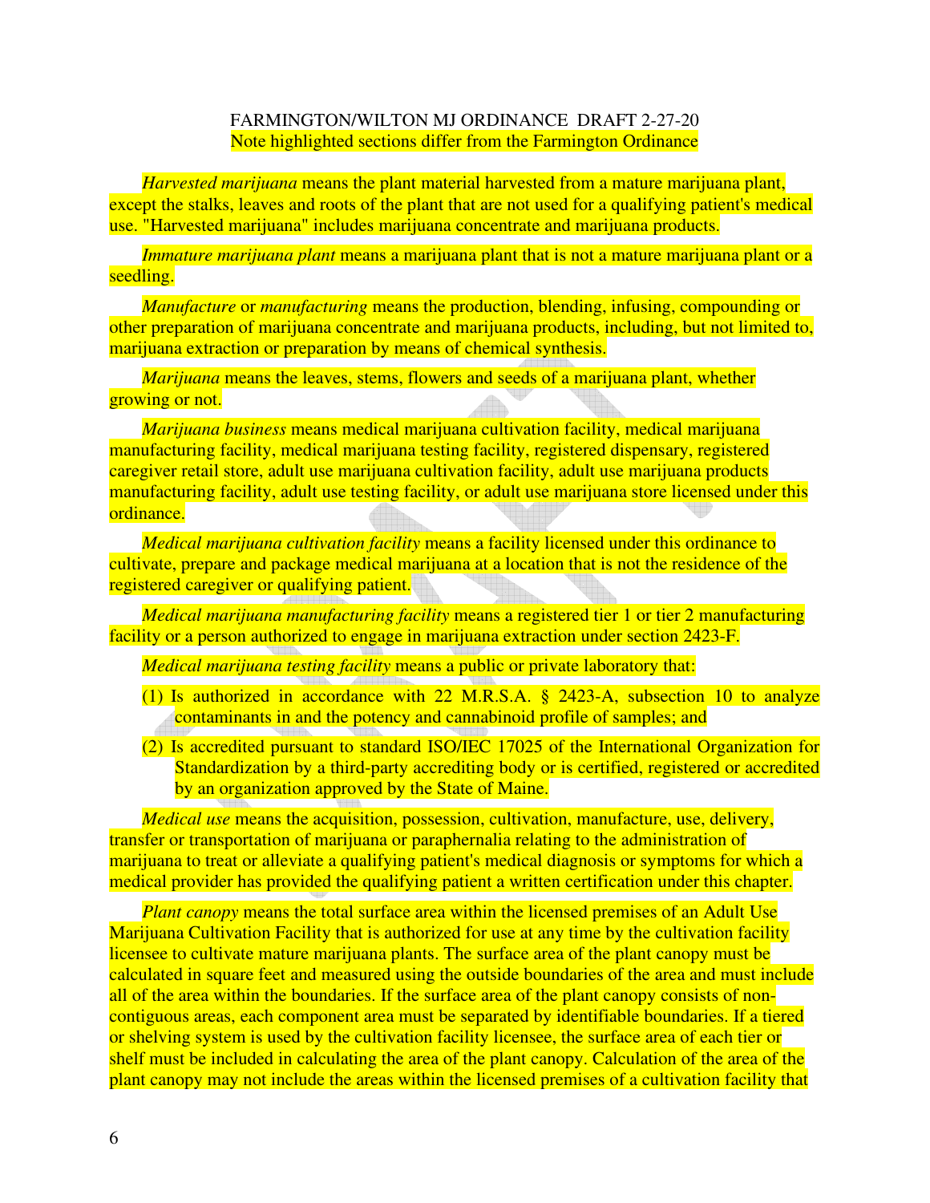FARMINGTON/WILTON MJ ORDINANCE DRAFT 2-27-20
Note highlighted sections differ from the Farmington Ordinance

*Harvested marijuana* means the plant material harvested from a mature marijuana plant, except the stalks, leaves and roots of the plant that are not used for a qualifying patient's medical use. "Harvested marijuana" includes marijuana concentrate and marijuana products.

*Immature marijuana plant* means a marijuana plant that is not a mature marijuana plant or a seedling.

*Manufacture* or *manufacturing* means the production, blending, infusing, compounding or other preparation of marijuana concentrate and marijuana products, including, but not limited to, marijuana extraction or preparation by means of chemical synthesis.

*Marijuana* means the leaves, stems, flowers and seeds of a marijuana plant, whether growing or not.

*Marijuana business* means medical marijuana cultivation facility, medical marijuana manufacturing facility, medical marijuana testing facility, registered dispensary, registered caregiver retail store, adult use marijuana cultivation facility, adult use marijuana products manufacturing facility, adult use testing facility, or adult use marijuana store licensed under this ordinance.

*Medical marijuana cultivation facility* means a facility licensed under this ordinance to cultivate, prepare and package medical marijuana at a location that is not the residence of the registered caregiver or qualifying patient.

*Medical marijuana manufacturing facility* means a registered tier 1 or tier 2 manufacturing facility or a person authorized to engage in marijuana extraction under section 2423-F.

*Medical marijuana testing facility* means a public or private laboratory that:

(1) Is authorized in accordance with 22 M.R.S.A. § 2423-A, subsection 10 to analyze contaminants in and the potency and cannabinoid profile of samples; and

(2) Is accredited pursuant to standard ISO/IEC 17025 of the International Organization for Standardization by a third-party accrediting body or is certified, registered or accredited by an organization approved by the State of Maine.

*Medical use* means the acquisition, possession, cultivation, manufacture, use, delivery, transfer or transportation of marijuana or paraphernalia relating to the administration of marijuana to treat or alleviate a qualifying patient's medical diagnosis or symptoms for which a medical provider has provided the qualifying patient a written certification under this chapter.

*Plant canopy* means the total surface area within the licensed premises of an Adult Use Marijuana Cultivation Facility that is authorized for use at any time by the cultivation facility licensee to cultivate mature marijuana plants. The surface area of the plant canopy must be calculated in square feet and measured using the outside boundaries of the area and must include all of the area within the boundaries. If the surface area of the plant canopy consists of non-contiguous areas, each component area must be separated by identifiable boundaries. If a tiered or shelving system is used by the cultivation facility licensee, the surface area of each tier or shelf must be included in calculating the area of the plant canopy. Calculation of the area of the plant canopy may not include the areas within the licensed premises of a cultivation facility that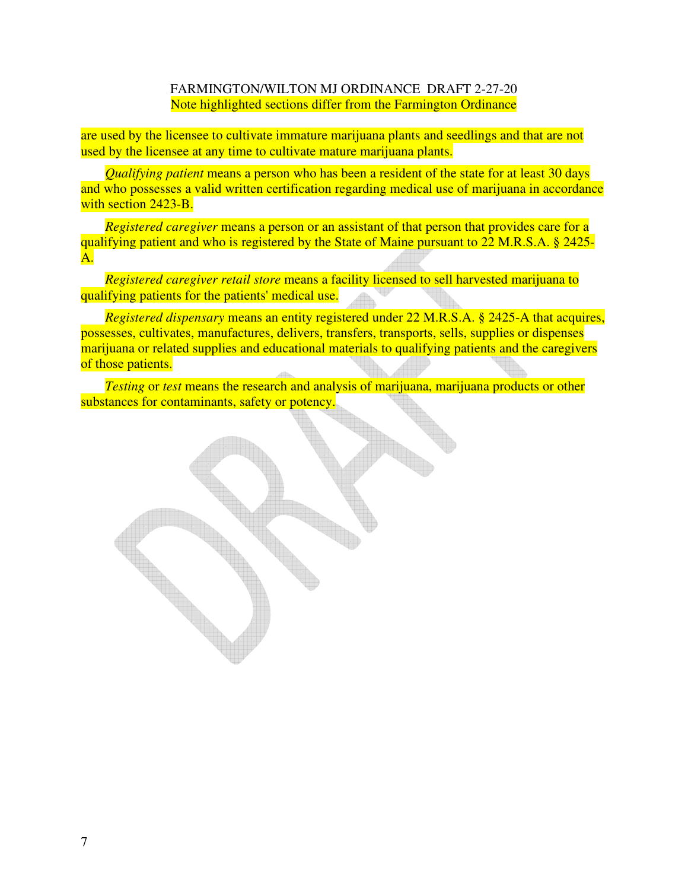are used by the licensee to cultivate immature marijuana plants and seedlings and that are not used by the licensee at any time to cultivate mature marijuana plants.

*Qualifying patient* means a person who has been a resident of the state for at least 30 days and who possesses a valid written certification regarding medical use of marijuana in accordance with section 2423-B.

*Registered caregiver* means a person or an assistant of that person that provides care for a qualifying patient and who is registered by the State of Maine pursuant to 22 M.R.S.A. § 2425-A.

*Registered caregiver retail store* means a facility licensed to sell harvested marijuana to qualifying patients for the patients' medical use.

*Registered dispensary* means an entity registered under 22 M.R.S.A. § 2425-A that acquires, possesses, cultivates, manufactures, delivers, transfers, transports, sells, supplies or dispenses marijuana or related supplies and educational materials to qualifying patients and the caregivers of those patients.

*Testing* or *test* means the research and analysis of marijuana, marijuana products or other substances for contaminants, safety or potency.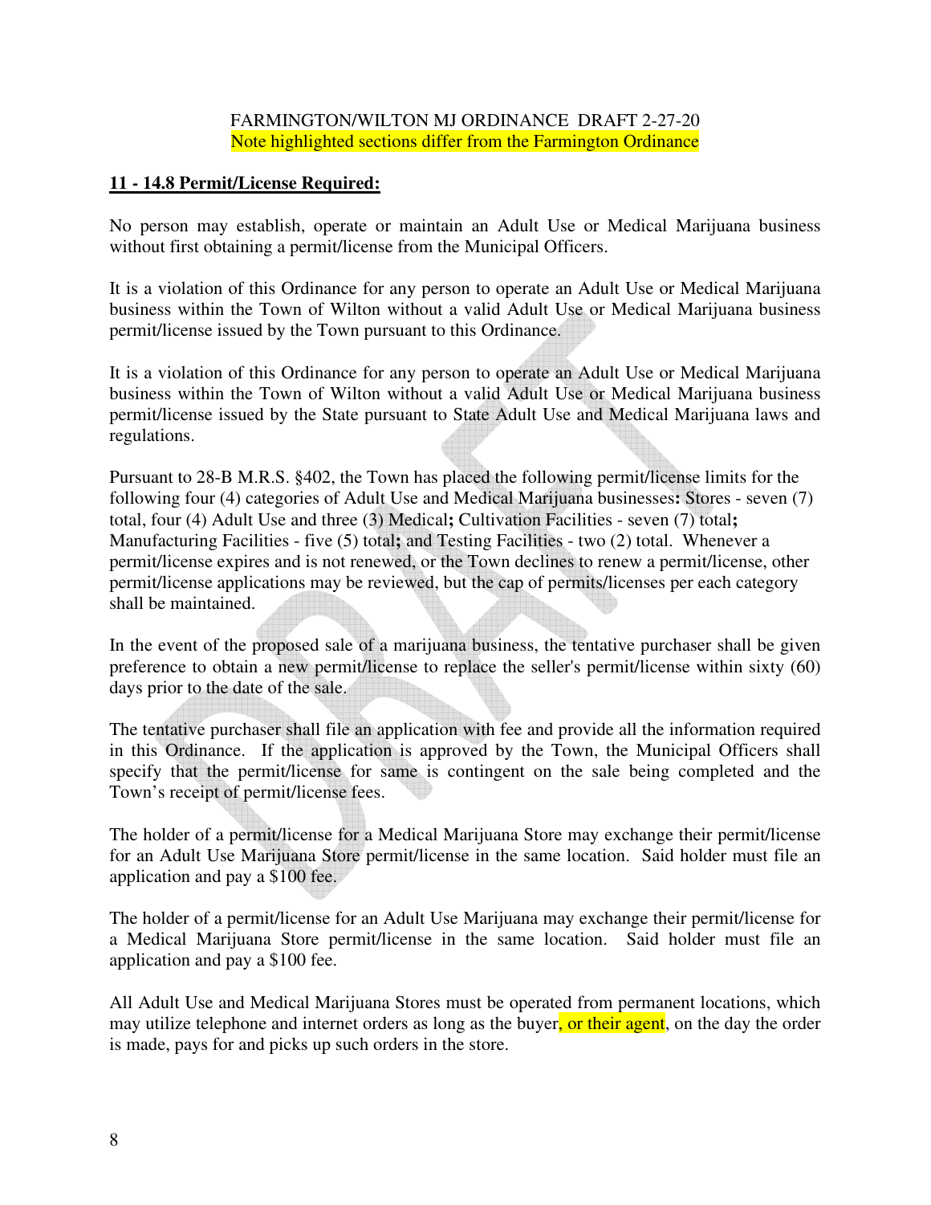FARMINGTON/WILTON MJ ORDINANCE DRAFT 2-27-20

Note highlighted sections differ from the Farmington Ordinance

## 11 - 14.8 Permit/License Required:

No person may establish, operate or maintain an Adult Use or Medical Marijuana business without first obtaining a permit/license from the Municipal Officers.

It is a violation of this Ordinance for any person to operate an Adult Use or Medical Marijuana business within the Town of Wilton without a valid Adult Use or Medical Marijuana business permit/license issued by the Town pursuant to this Ordinance.

It is a violation of this Ordinance for any person to operate an Adult Use or Medical Marijuana business within the Town of Wilton without a valid Adult Use or Medical Marijuana business permit/license issued by the State pursuant to State Adult Use and Medical Marijuana laws and regulations.

Pursuant to 28-B M.R.S. §402, the Town has placed the following permit/license limits for the following four (4) categories of Adult Use and Medical Marijuana businesses**:** Stores - seven (7) total, four (4) Adult Use and three (3) Medical**;** Cultivation Facilities - seven (7) total**;** Manufacturing Facilities - five (5) total**;** and Testing Facilities - two (2) total. Whenever a permit/license expires and is not renewed, or the Town declines to renew a permit/license, other permit/license applications may be reviewed, but the cap of permits/licenses per each category shall be maintained.

In the event of the proposed sale of a marijuana business, the tentative purchaser shall be given preference to obtain a new permit/license to replace the seller's permit/license within sixty (60) days prior to the date of the sale.

The tentative purchaser shall file an application with fee and provide all the information required in this Ordinance. If the application is approved by the Town, the Municipal Officers shall specify that the permit/license for same is contingent on the sale being completed and the Town's receipt of permit/license fees.

The holder of a permit/license for a Medical Marijuana Store may exchange their permit/license for an Adult Use Marijuana Store permit/license in the same location. Said holder must file an application and pay a $100 fee.

The holder of a permit/license for an Adult Use Marijuana may exchange their permit/license for a Medical Marijuana Store permit/license in the same location. Said holder must file an application and pay a $100 fee.

All Adult Use and Medical Marijuana Stores must be operated from permanent locations, which may utilize telephone and internet orders as long as the buyer, or their agent, on the day the order is made, pays for and picks up such orders in the store.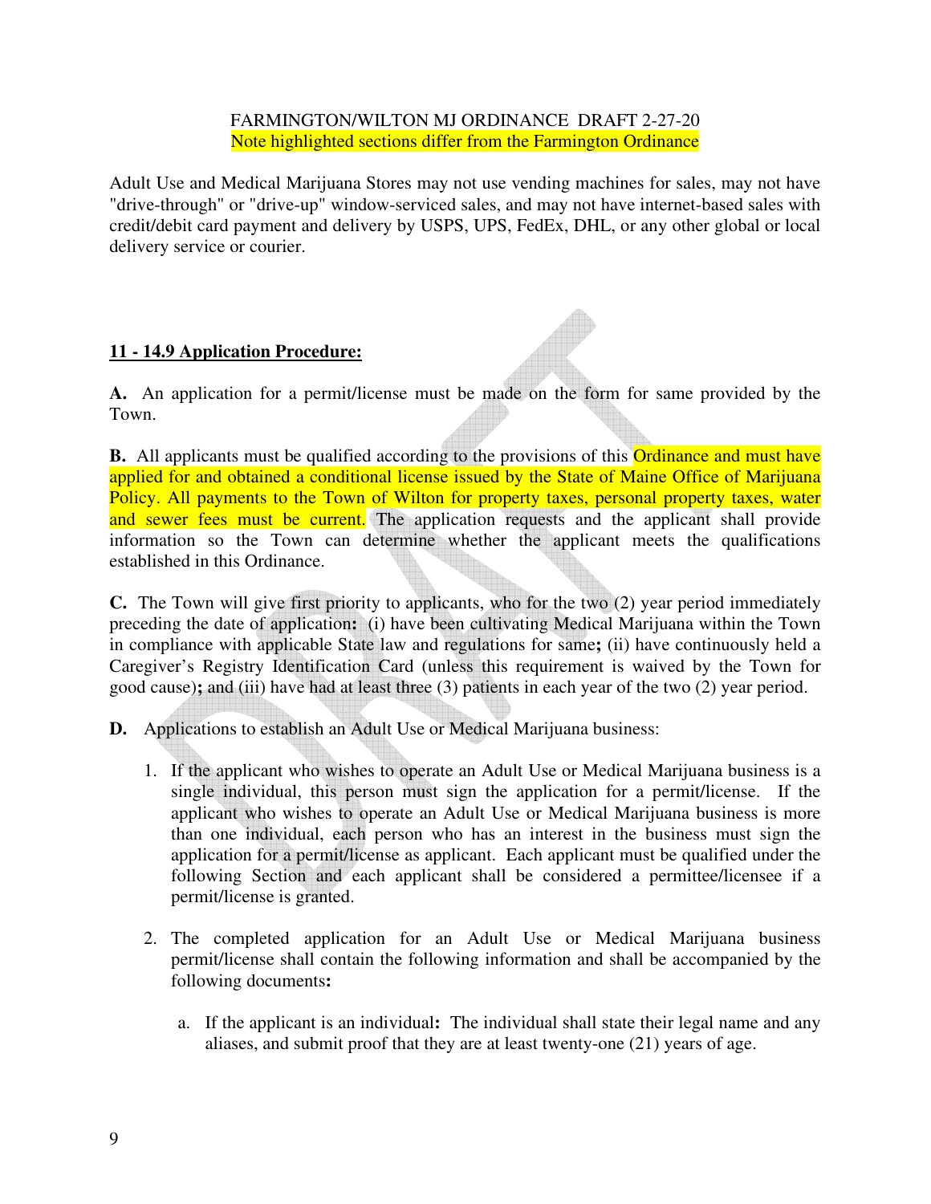FARMINGTON/WILTON MJ ORDINANCE DRAFT 2-27-20
Note highlighted sections differ from the Farmington Ordinance

Adult Use and Medical Marijuana Stores may not use vending machines for sales, may not have "drive-through" or "drive-up" window-serviced sales, and may not have internet-based sales with credit/debit card payment and delivery by USPS, UPS, FedEx, DHL, or any other global or local delivery service or courier.

## 11 - 14.9 Application Procedure:

**A.** An application for a permit/license must be made on the form for same provided by the Town.

**B.** All applicants must be qualified according to the provisions of this Ordinance and must have applied for and obtained a conditional license issued by the State of Maine Office of Marijuana Policy. All payments to the Town of Wilton for property taxes, personal property taxes, water and sewer fees must be current. The application requests and the applicant shall provide information so the Town can determine whether the applicant meets the qualifications established in this Ordinance.

**C.** The Town will give first priority to applicants, who for the two (2) year period immediately preceding the date of application**:** (i) have been cultivating Medical Marijuana within the Town in compliance with applicable State law and regulations for same**;** (ii) have continuously held a Caregiver's Registry Identification Card (unless this requirement is waived by the Town for good cause)**;** and (iii) have had at least three (3) patients in each year of the two (2) year period.

**D.** Applications to establish an Adult Use or Medical Marijuana business:

1. If the applicant who wishes to operate an Adult Use or Medical Marijuana business is a single individual, this person must sign the application for a permit/license. If the applicant who wishes to operate an Adult Use or Medical Marijuana business is more than one individual, each person who has an interest in the business must sign the application for a permit/license as applicant. Each applicant must be qualified under the following Section and each applicant shall be considered a permittee/licensee if a permit/license is granted.

2. The completed application for an Adult Use or Medical Marijuana business permit/license shall contain the following information and shall be accompanied by the following documents**:**

   a. If the applicant is an individual**:** The individual shall state their legal name and any aliases, and submit proof that they are at least twenty-one (21) years of age.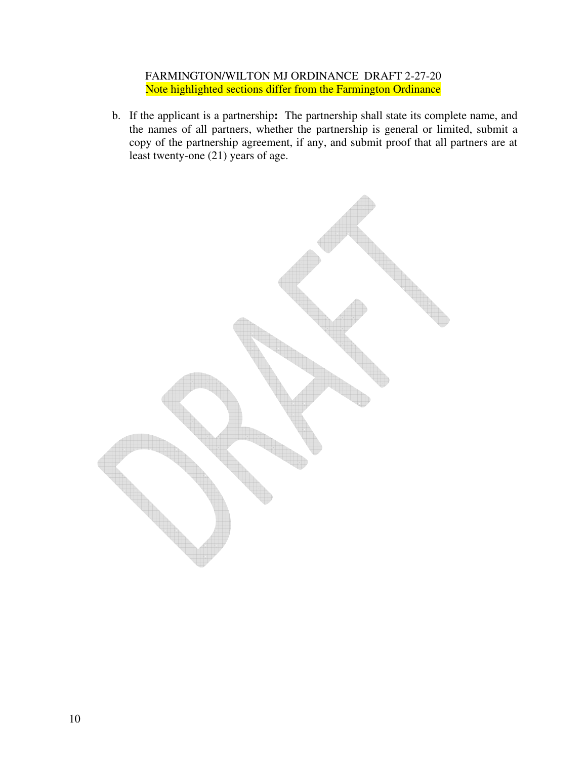b. If the applicant is a partnership**:** The partnership shall state its complete name, and the names of all partners, whether the partnership is general or limited, submit a copy of the partnership agreement, if any, and submit proof that all partners are at least twenty-one (21) years of age.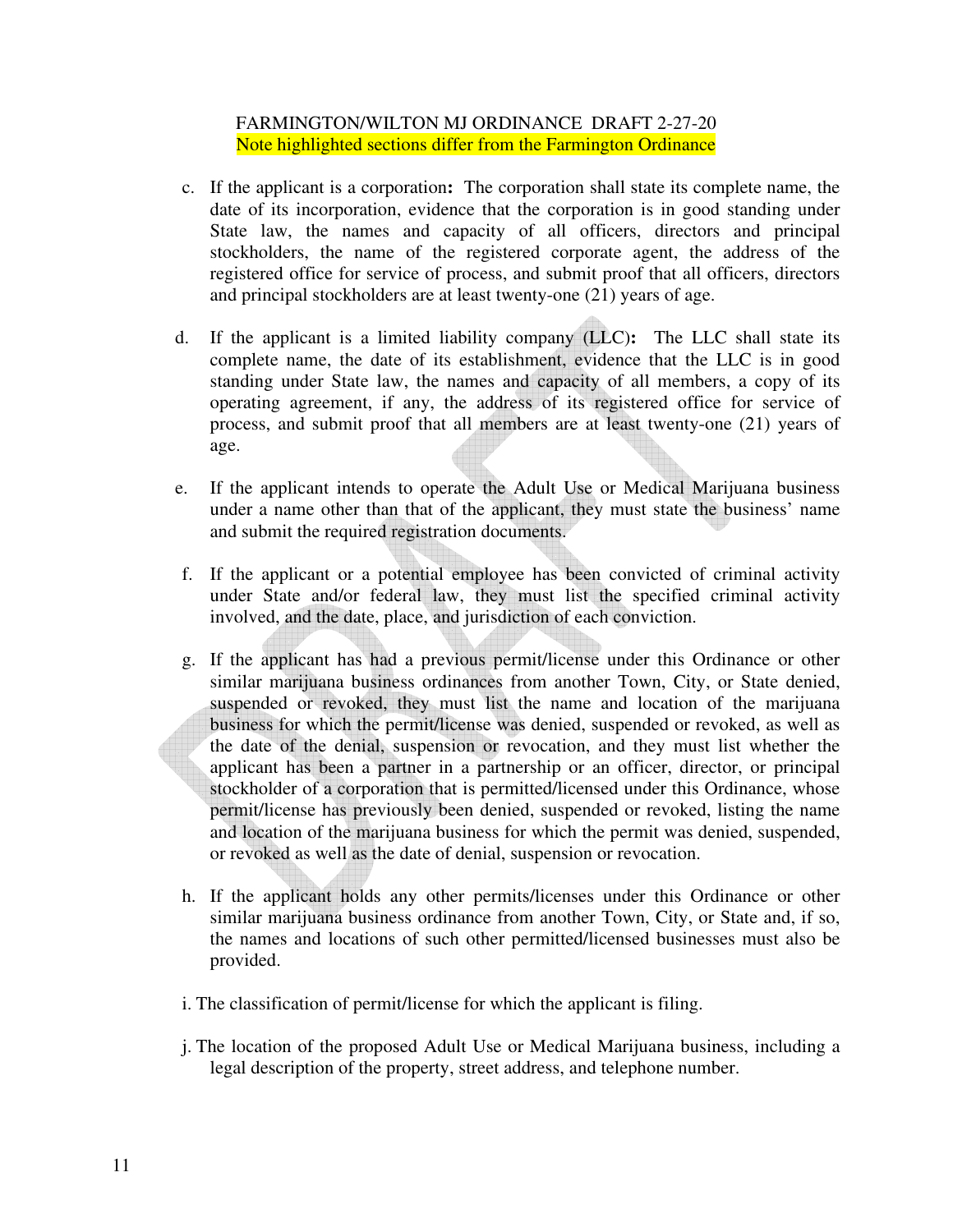FARMINGTON/WILTON MJ ORDINANCE DRAFT 2-27-20
Note highlighted sections differ from the Farmington Ordinance

c. If the applicant is a corporation**:** The corporation shall state its complete name, the date of its incorporation, evidence that the corporation is in good standing under State law, the names and capacity of all officers, directors and principal stockholders, the name of the registered corporate agent, the address of the registered office for service of process, and submit proof that all officers, directors and principal stockholders are at least twenty-one (21) years of age.

d. If the applicant is a limited liability company (LLC)**:** The LLC shall state its complete name, the date of its establishment, evidence that the LLC is in good standing under State law, the names and capacity of all members, a copy of its operating agreement, if any, the address of its registered office for service of process, and submit proof that all members are at least twenty-one (21) years of age.

e. If the applicant intends to operate the Adult Use or Medical Marijuana business under a name other than that of the applicant, they must state the business' name and submit the required registration documents.

f. If the applicant or a potential employee has been convicted of criminal activity under State and/or federal law, they must list the specified criminal activity involved, and the date, place, and jurisdiction of each conviction.

g. If the applicant has had a previous permit/license under this Ordinance or other similar marijuana business ordinances from another Town, City, or State denied, suspended or revoked, they must list the name and location of the marijuana business for which the permit/license was denied, suspended or revoked, as well as the date of the denial, suspension or revocation, and they must list whether the applicant has been a partner in a partnership or an officer, director, or principal stockholder of a corporation that is permitted/licensed under this Ordinance, whose permit/license has previously been denied, suspended or revoked, listing the name and location of the marijuana business for which the permit was denied, suspended, or revoked as well as the date of denial, suspension or revocation.

h. If the applicant holds any other permits/licenses under this Ordinance or other similar marijuana business ordinance from another Town, City, or State and, if so, the names and locations of such other permitted/licensed businesses must also be provided.

i. The classification of permit/license for which the applicant is filing.

j. The location of the proposed Adult Use or Medical Marijuana business, including a legal description of the property, street address, and telephone number.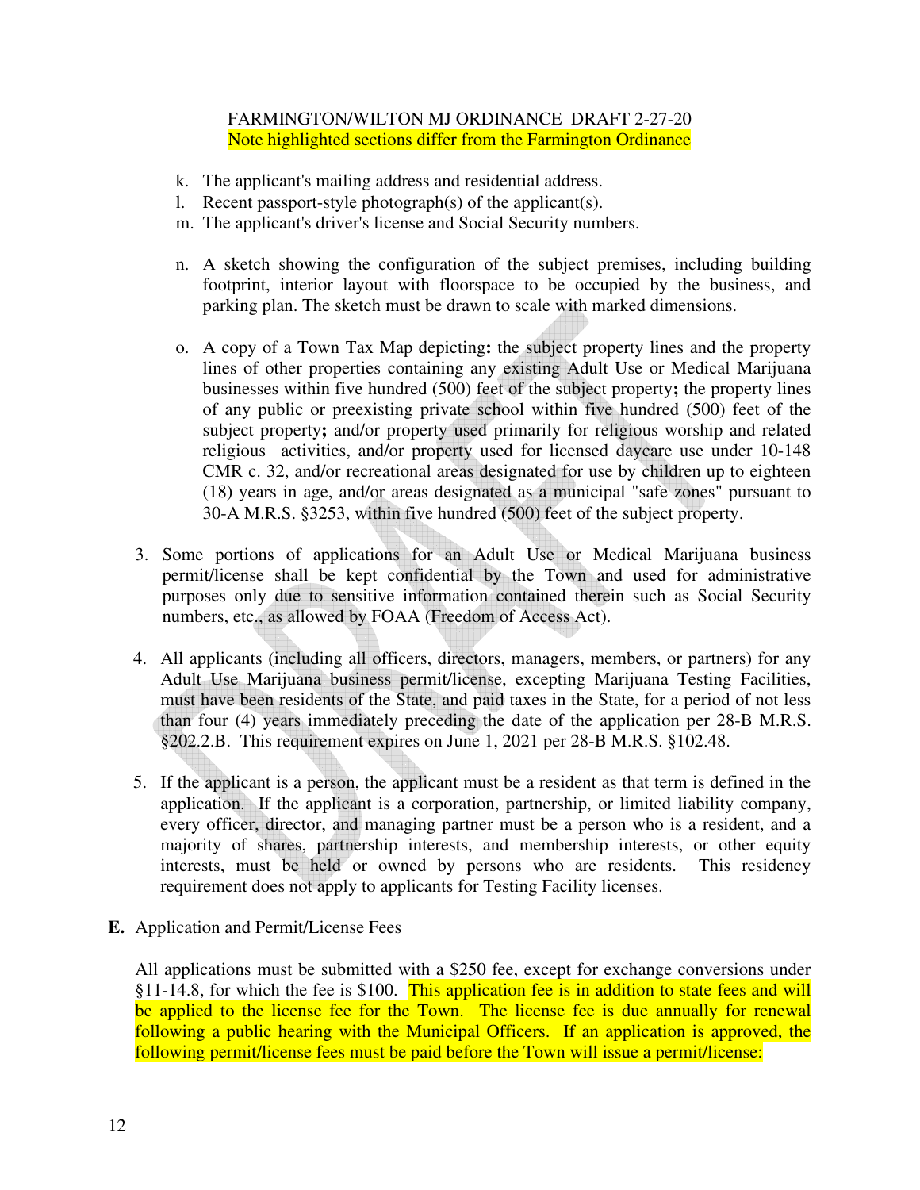FARMINGTON/WILTON MJ ORDINANCE DRAFT 2-27-20
Note highlighted sections differ from the Farmington Ordinance

k. The applicant's mailing address and residential address.
l. Recent passport-style photograph(s) of the applicant(s).
m. The applicant's driver's license and Social Security numbers.

n. A sketch showing the configuration of the subject premises, including building footprint, interior layout with floorspace to be occupied by the business, and parking plan. The sketch must be drawn to scale with marked dimensions.

o. A copy of a Town Tax Map depicting**:** the subject property lines and the property lines of other properties containing any existing Adult Use or Medical Marijuana businesses within five hundred (500) feet of the subject property**;** the property lines of any public or preexisting private school within five hundred (500) feet of the subject property**;** and/or property used primarily for religious worship and related religious activities, and/or property used for licensed daycare use under 10-148 CMR c. 32, and/or recreational areas designated for use by children up to eighteen (18) years in age, and/or areas designated as a municipal "safe zones" pursuant to 30-A M.R.S. §3253, within five hundred (500) feet of the subject property.

3. Some portions of applications for an Adult Use or Medical Marijuana business permit/license shall be kept confidential by the Town and used for administrative purposes only due to sensitive information contained therein such as Social Security numbers, etc., as allowed by FOAA (Freedom of Access Act).

4. All applicants (including all officers, directors, managers, members, or partners) for any Adult Use Marijuana business permit/license, excepting Marijuana Testing Facilities, must have been residents of the State, and paid taxes in the State, for a period of not less than four (4) years immediately preceding the date of the application per 28-B M.R.S. §202.2.B. This requirement expires on June 1, 2021 per 28-B M.R.S. §102.48.

5. If the applicant is a person, the applicant must be a resident as that term is defined in the application. If the applicant is a corporation, partnership, or limited liability company, every officer, director, and managing partner must be a person who is a resident, and a majority of shares, partnership interests, and membership interests, or other equity interests, must be held or owned by persons who are residents. This residency requirement does not apply to applicants for Testing Facility licenses.

**E.** Application and Permit/License Fees

All applications must be submitted with a $250 fee, except for exchange conversions under §11-14.8, for which the fee is $100. This application fee is in addition to state fees and will be applied to the license fee for the Town. The license fee is due annually for renewal following a public hearing with the Municipal Officers. If an application is approved, the following permit/license fees must be paid before the Town will issue a permit/license: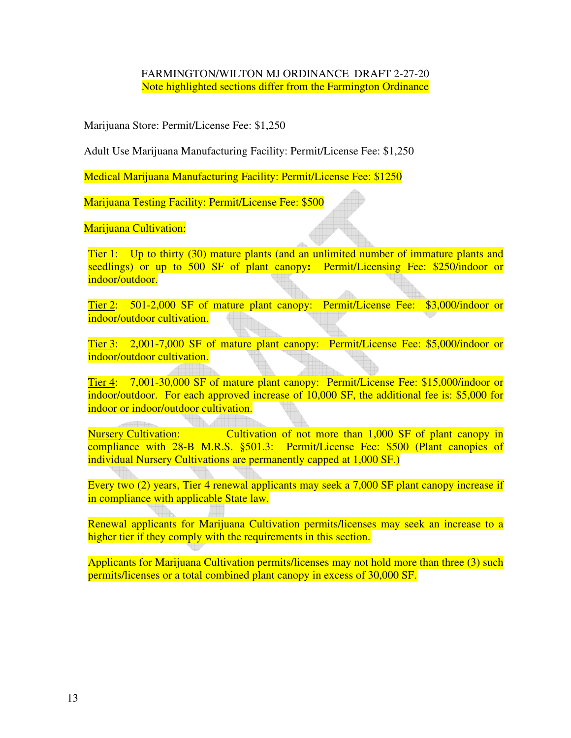FARMINGTON/WILTON MJ ORDINANCE DRAFT 2-27-20
Note highlighted sections differ from the Farmington Ordinance

Marijuana Store: Permit/License Fee: $1,250

Adult Use Marijuana Manufacturing Facility: Permit/License Fee: $1,250

Medical Marijuana Manufacturing Facility: Permit/License Fee: $1250

Marijuana Testing Facility: Permit/License Fee: $500

Marijuana Cultivation:

<u>Tier 1</u>: Up to thirty (30) mature plants (and an unlimited number of immature plants and seedlings) or up to 500 SF of plant canopy**:** Permit/Licensing Fee: $250/indoor or indoor/outdoor.

<u>Tier 2</u>: 501-2,000 SF of mature plant canopy: Permit/License Fee: $3,000/indoor or indoor/outdoor cultivation.

<u>Tier 3</u>: 2,001-7,000 SF of mature plant canopy: Permit/License Fee: $5,000/indoor or indoor/outdoor cultivation.

<u>Tier 4</u>: 7,001-30,000 SF of mature plant canopy: Permit/License Fee: $15,000/indoor or indoor/outdoor. For each approved increase of 10,000 SF, the additional fee is: $5,000 for indoor or indoor/outdoor cultivation.

<u>Nursery Cultivation</u>: Cultivation of not more than 1,000 SF of plant canopy in compliance with 28-B M.R.S. §501.3: Permit/License Fee: $500 (Plant canopies of individual Nursery Cultivations are permanently capped at 1,000 SF.)

Every two (2) years, Tier 4 renewal applicants may seek a 7,000 SF plant canopy increase if in compliance with applicable State law.

Renewal applicants for Marijuana Cultivation permits/licenses may seek an increase to a higher tier if they comply with the requirements in this section.

Applicants for Marijuana Cultivation permits/licenses may not hold more than three (3) such permits/licenses or a total combined plant canopy in excess of 30,000 SF.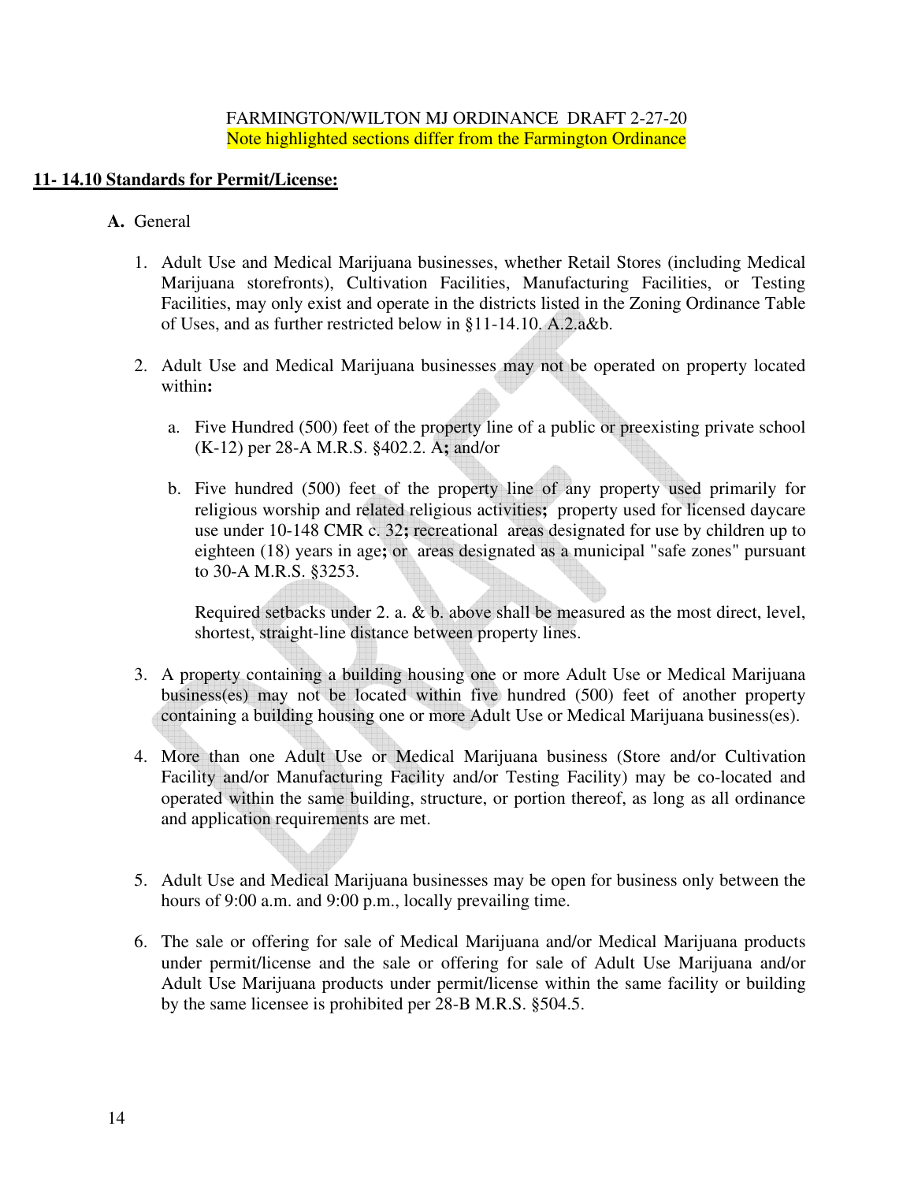FARMINGTON/WILTON MJ ORDINANCE DRAFT 2-27-20
Note highlighted sections differ from the Farmington Ordinance

## 11- 14.10 Standards for Permit/License:

**A.** General

1. Adult Use and Medical Marijuana businesses, whether Retail Stores (including Medical Marijuana storefronts), Cultivation Facilities, Manufacturing Facilities, or Testing Facilities, may only exist and operate in the districts listed in the Zoning Ordinance Table of Uses, and as further restricted below in §11-14.10. A.2.a&b.

2. Adult Use and Medical Marijuana businesses may not be operated on property located within**:**

   a. Five Hundred (500) feet of the property line of a public or preexisting private school (K-12) per 28-A M.R.S. §402.2. A**;** and/or

   b. Five hundred (500) feet of the property line of any property used primarily for religious worship and related religious activities**;** property used for licensed daycare use under 10-148 CMR c. 32**;** recreational areas designated for use by children up to eighteen (18) years in age**;** or areas designated as a municipal "safe zones" pursuant to 30-A M.R.S. §3253.

   Required setbacks under 2. a. & b. above shall be measured as the most direct, level, shortest, straight-line distance between property lines.

3. A property containing a building housing one or more Adult Use or Medical Marijuana business(es) may not be located within five hundred (500) feet of another property containing a building housing one or more Adult Use or Medical Marijuana business(es).

4. More than one Adult Use or Medical Marijuana business (Store and/or Cultivation Facility and/or Manufacturing Facility and/or Testing Facility) may be co-located and operated within the same building, structure, or portion thereof, as long as all ordinance and application requirements are met.

5. Adult Use and Medical Marijuana businesses may be open for business only between the hours of 9:00 a.m. and 9:00 p.m., locally prevailing time.

6. The sale or offering for sale of Medical Marijuana and/or Medical Marijuana products under permit/license and the sale or offering for sale of Adult Use Marijuana and/or Adult Use Marijuana products under permit/license within the same facility or building by the same licensee is prohibited per 28-B M.R.S. §504.5.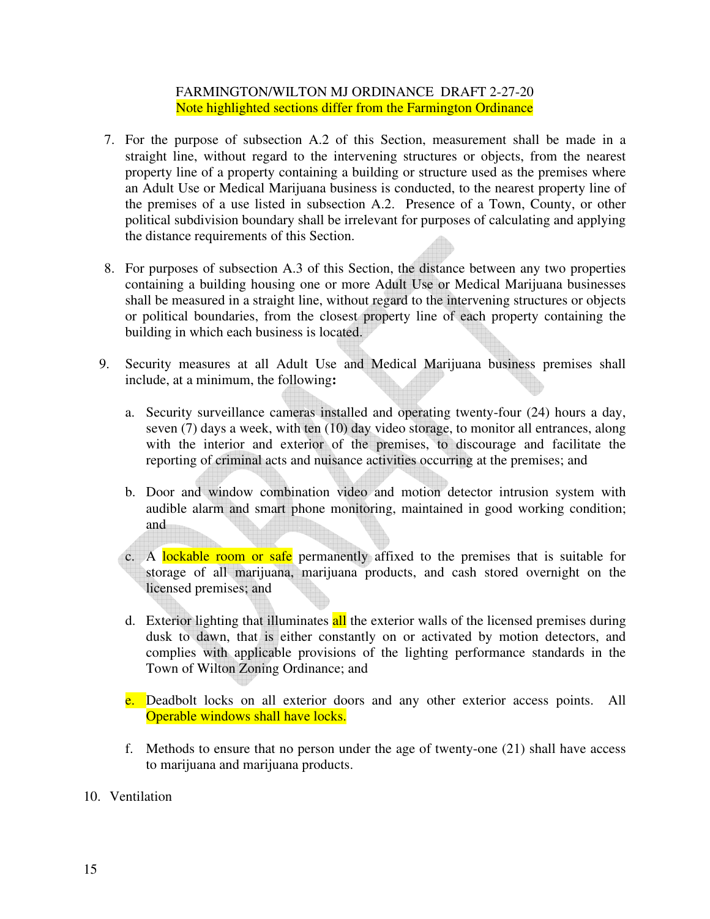FARMINGTON/WILTON MJ ORDINANCE DRAFT 2-27-20
Note highlighted sections differ from the Farmington Ordinance

7. For the purpose of subsection A.2 of this Section, measurement shall be made in a straight line, without regard to the intervening structures or objects, from the nearest property line of a property containing a building or structure used as the premises where an Adult Use or Medical Marijuana business is conducted, to the nearest property line of the premises of a use listed in subsection A.2. Presence of a Town, County, or other political subdivision boundary shall be irrelevant for purposes of calculating and applying the distance requirements of this Section.

8. For purposes of subsection A.3 of this Section, the distance between any two properties containing a building housing one or more Adult Use or Medical Marijuana businesses shall be measured in a straight line, without regard to the intervening structures or objects or political boundaries, from the closest property line of each property containing the building in which each business is located.

9. Security measures at all Adult Use and Medical Marijuana business premises shall include, at a minimum, the following**:**

   a. Security surveillance cameras installed and operating twenty-four (24) hours a day, seven (7) days a week, with ten (10) day video storage, to monitor all entrances, along with the interior and exterior of the premises, to discourage and facilitate the reporting of criminal acts and nuisance activities occurring at the premises; and

   b. Door and window combination video and motion detector intrusion system with audible alarm and smart phone monitoring, maintained in good working condition; and

   c. A lockable room or safe permanently affixed to the premises that is suitable for storage of all marijuana, marijuana products, and cash stored overnight on the licensed premises; and

   d. Exterior lighting that illuminates all the exterior walls of the licensed premises during dusk to dawn, that is either constantly on or activated by motion detectors, and complies with applicable provisions of the lighting performance standards in the Town of Wilton Zoning Ordinance; and

   e. Deadbolt locks on all exterior doors and any other exterior access points. All Operable windows shall have locks.

   f. Methods to ensure that no person under the age of twenty-one (21) shall have access to marijuana and marijuana products.

10. Ventilation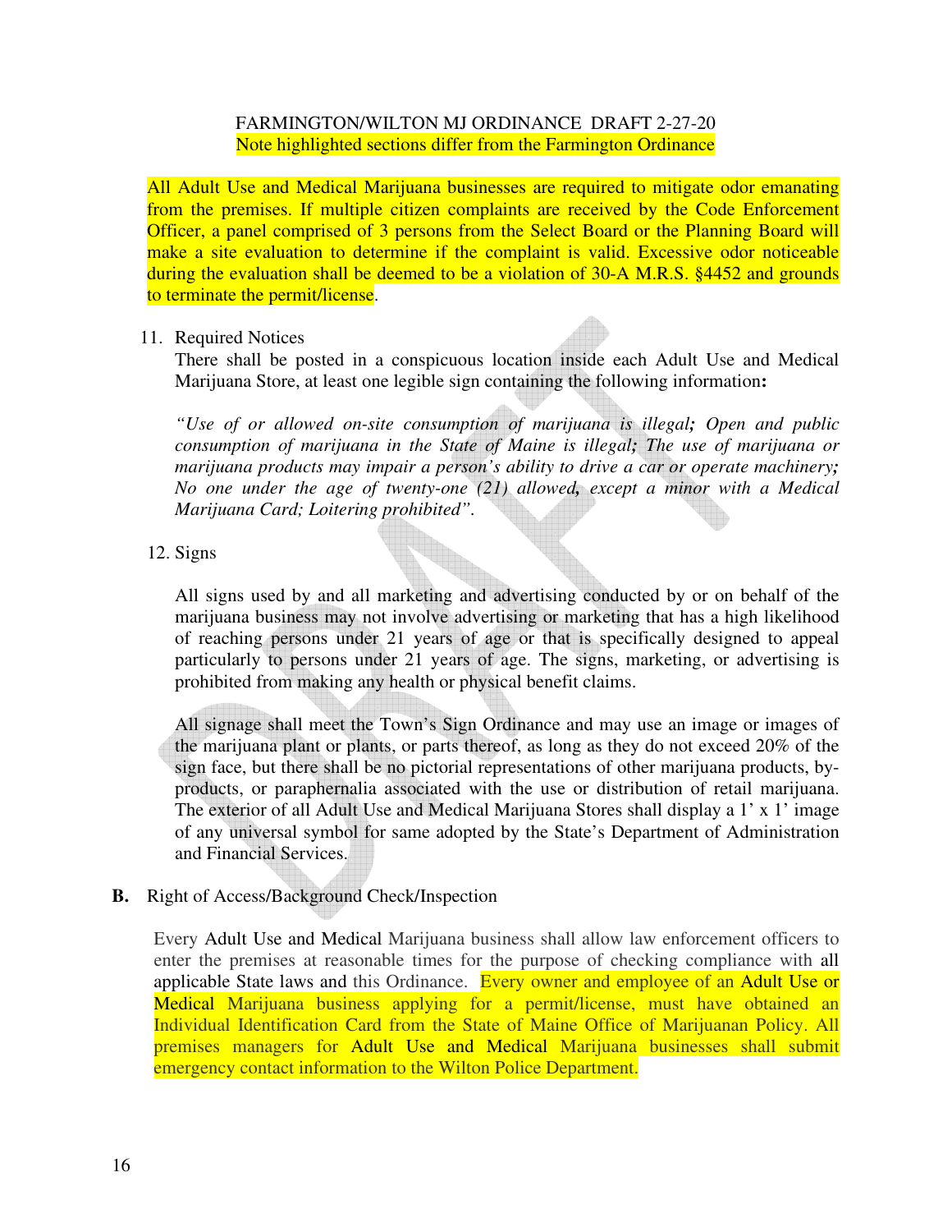FARMINGTON/WILTON MJ ORDINANCE DRAFT 2-27-20

Note highlighted sections differ from the Farmington Ordinance

All Adult Use and Medical Marijuana businesses are required to mitigate odor emanating from the premises. If multiple citizen complaints are received by the Code Enforcement Officer, a panel comprised of 3 persons from the Select Board or the Planning Board will make a site evaluation to determine if the complaint is valid. Excessive odor noticeable during the evaluation shall be deemed to be a violation of 30-A M.R.S. §4452 and grounds to terminate the permit/license.

11. Required Notices

    There shall be posted in a conspicuous location inside each Adult Use and Medical Marijuana Store, at least one legible sign containing the following information**:**

    *"Use of or allowed on-site consumption of marijuana is illegal****;*** *Open and public consumption of marijuana in the State of Maine is illegal****;*** *The use of marijuana or marijuana products may impair a person's ability to drive a car or operate machinery****;*** *No one under the age of twenty-one (21) allowed****,*** *except a minor with a Medical Marijuana Card; Loitering prohibited".*

12. Signs

    All signs used by and all marketing and advertising conducted by or on behalf of the marijuana business may not involve advertising or marketing that has a high likelihood of reaching persons under 21 years of age or that is specifically designed to appeal particularly to persons under 21 years of age. The signs, marketing, or advertising is prohibited from making any health or physical benefit claims.

    All signage shall meet the Town's Sign Ordinance and may use an image or images of the marijuana plant or plants, or parts thereof, as long as they do not exceed 20% of the sign face, but there shall be no pictorial representations of other marijuana products, by-products, or paraphernalia associated with the use or distribution of retail marijuana. The exterior of all Adult Use and Medical Marijuana Stores shall display a 1' x 1' image of any universal symbol for same adopted by the State's Department of Administration and Financial Services.

**B.** Right of Access/Background Check/Inspection

Every Adult Use and Medical Marijuana business shall allow law enforcement officers to enter the premises at reasonable times for the purpose of checking compliance with all applicable State laws and this Ordinance. Every owner and employee of an Adult Use or Medical Marijuana business applying for a permit/license, must have obtained an Individual Identification Card from the State of Maine Office of Marijuanan Policy. All premises managers for Adult Use and Medical Marijuana businesses shall submit emergency contact information to the Wilton Police Department.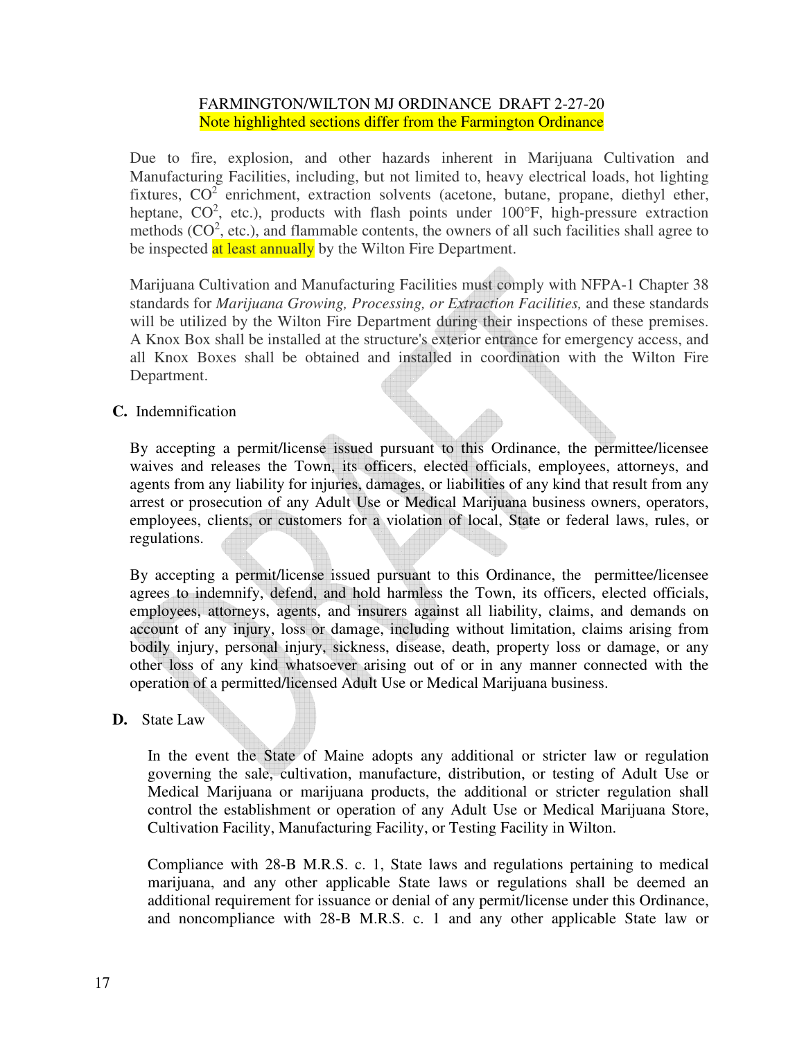FARMINGTON/WILTON MJ ORDINANCE DRAFT 2-27-20
Note highlighted sections differ from the Farmington Ordinance

Due to fire, explosion, and other hazards inherent in Marijuana Cultivation and Manufacturing Facilities, including, but not limited to, heavy electrical loads, hot lighting fixtures, $CO^2$ enrichment, extraction solvents (acetone, butane, propane, diethyl ether, heptane, $CO^2$, etc.), products with flash points under 100°F, high-pressure extraction methods ($CO^2$, etc.), and flammable contents, the owners of all such facilities shall agree to be inspected at least annually by the Wilton Fire Department.

Marijuana Cultivation and Manufacturing Facilities must comply with NFPA-1 Chapter 38 standards for *Marijuana Growing, Processing, or Extraction Facilities,* and these standards will be utilized by the Wilton Fire Department during their inspections of these premises. A Knox Box shall be installed at the structure's exterior entrance for emergency access, and all Knox Boxes shall be obtained and installed in coordination with the Wilton Fire Department.

**C.** Indemnification

By accepting a permit/license issued pursuant to this Ordinance, the permittee/licensee waives and releases the Town, its officers, elected officials, employees, attorneys, and agents from any liability for injuries, damages, or liabilities of any kind that result from any arrest or prosecution of any Adult Use or Medical Marijuana business owners, operators, employees, clients, or customers for a violation of local, State or federal laws, rules, or regulations.

By accepting a permit/license issued pursuant to this Ordinance, the permittee/licensee agrees to indemnify, defend, and hold harmless the Town, its officers, elected officials, employees, attorneys, agents, and insurers against all liability, claims, and demands on account of any injury, loss or damage, including without limitation, claims arising from bodily injury, personal injury, sickness, disease, death, property loss or damage, or any other loss of any kind whatsoever arising out of or in any manner connected with the operation of a permitted/licensed Adult Use or Medical Marijuana business.

**D.** State Law

In the event the State of Maine adopts any additional or stricter law or regulation governing the sale, cultivation, manufacture, distribution, or testing of Adult Use or Medical Marijuana or marijuana products, the additional or stricter regulation shall control the establishment or operation of any Adult Use or Medical Marijuana Store, Cultivation Facility, Manufacturing Facility, or Testing Facility in Wilton.

Compliance with 28-B M.R.S. c. 1, State laws and regulations pertaining to medical marijuana, and any other applicable State laws or regulations shall be deemed an additional requirement for issuance or denial of any permit/license under this Ordinance, and noncompliance with 28-B M.R.S. c. 1 and any other applicable State law or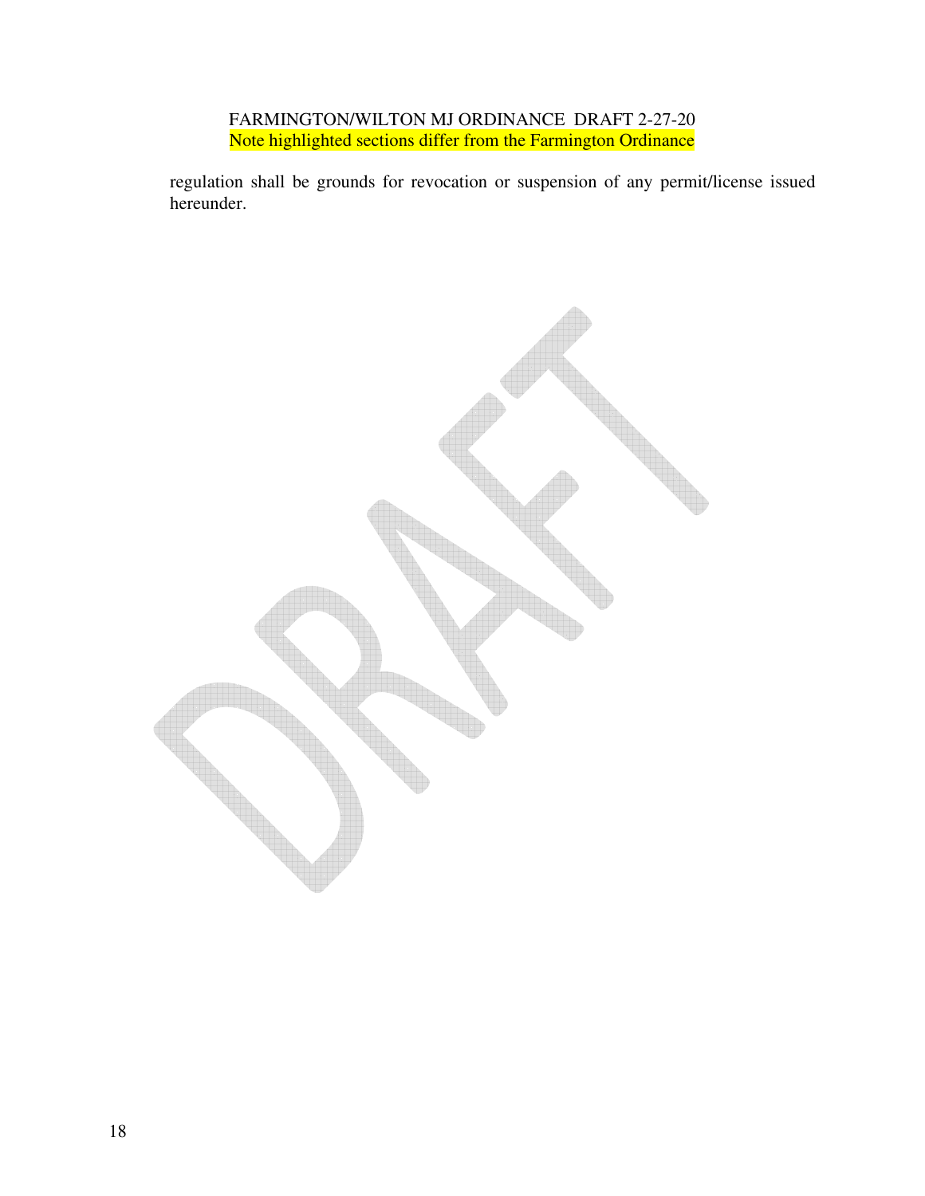regulation shall be grounds for revocation or suspension of any permit/license issued hereunder.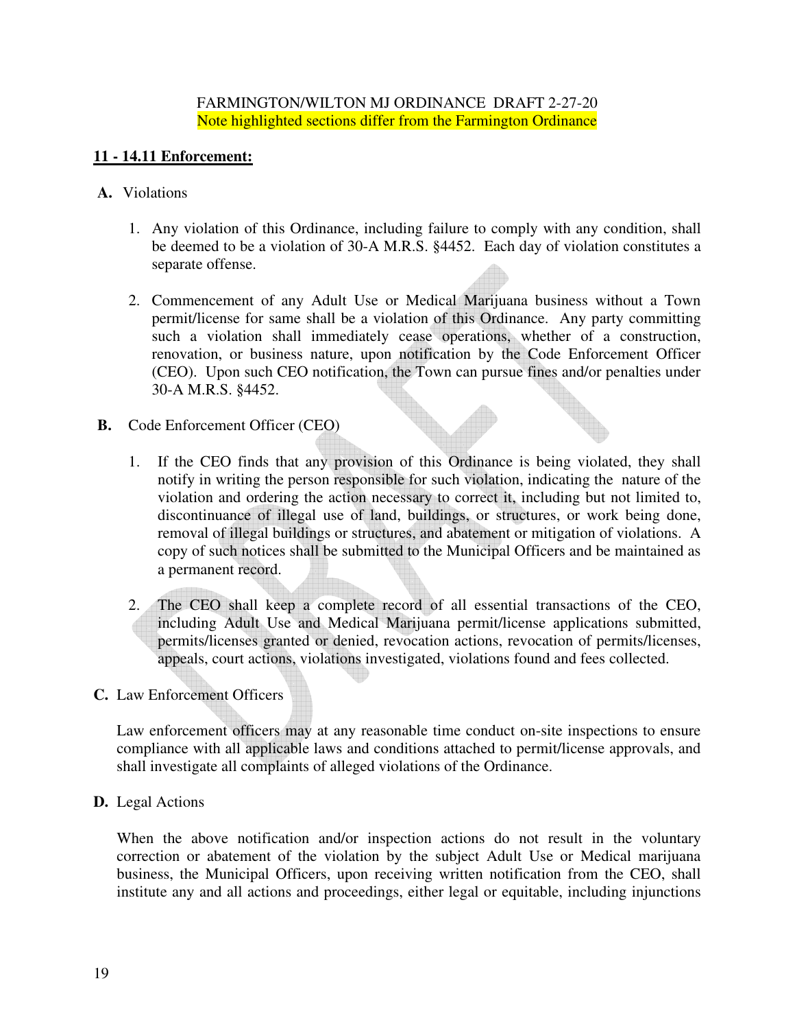FARMINGTON/WILTON MJ ORDINANCE DRAFT 2-27-20
Note highlighted sections differ from the Farmington Ordinance

**11 - 14.11 Enforcement:**

**A.** Violations

1. Any violation of this Ordinance, including failure to comply with any condition, shall be deemed to be a violation of 30-A M.R.S. §4452. Each day of violation constitutes a separate offense.

2. Commencement of any Adult Use or Medical Marijuana business without a Town permit/license for same shall be a violation of this Ordinance. Any party committing such a violation shall immediately cease operations, whether of a construction, renovation, or business nature, upon notification by the Code Enforcement Officer (CEO). Upon such CEO notification, the Town can pursue fines and/or penalties under 30-A M.R.S. §4452.

**B.** Code Enforcement Officer (CEO)

1. If the CEO finds that any provision of this Ordinance is being violated, they shall notify in writing the person responsible for such violation, indicating the nature of the violation and ordering the action necessary to correct it, including but not limited to, discontinuance of illegal use of land, buildings, or structures, or work being done, removal of illegal buildings or structures, and abatement or mitigation of violations. A copy of such notices shall be submitted to the Municipal Officers and be maintained as a permanent record.

2. The CEO shall keep a complete record of all essential transactions of the CEO, including Adult Use and Medical Marijuana permit/license applications submitted, permits/licenses granted or denied, revocation actions, revocation of permits/licenses, appeals, court actions, violations investigated, violations found and fees collected.

**C.** Law Enforcement Officers

Law enforcement officers may at any reasonable time conduct on-site inspections to ensure compliance with all applicable laws and conditions attached to permit/license approvals, and shall investigate all complaints of alleged violations of the Ordinance.

**D.** Legal Actions

When the above notification and/or inspection actions do not result in the voluntary correction or abatement of the violation by the subject Adult Use or Medical marijuana business, the Municipal Officers, upon receiving written notification from the CEO, shall institute any and all actions and proceedings, either legal or equitable, including injunctions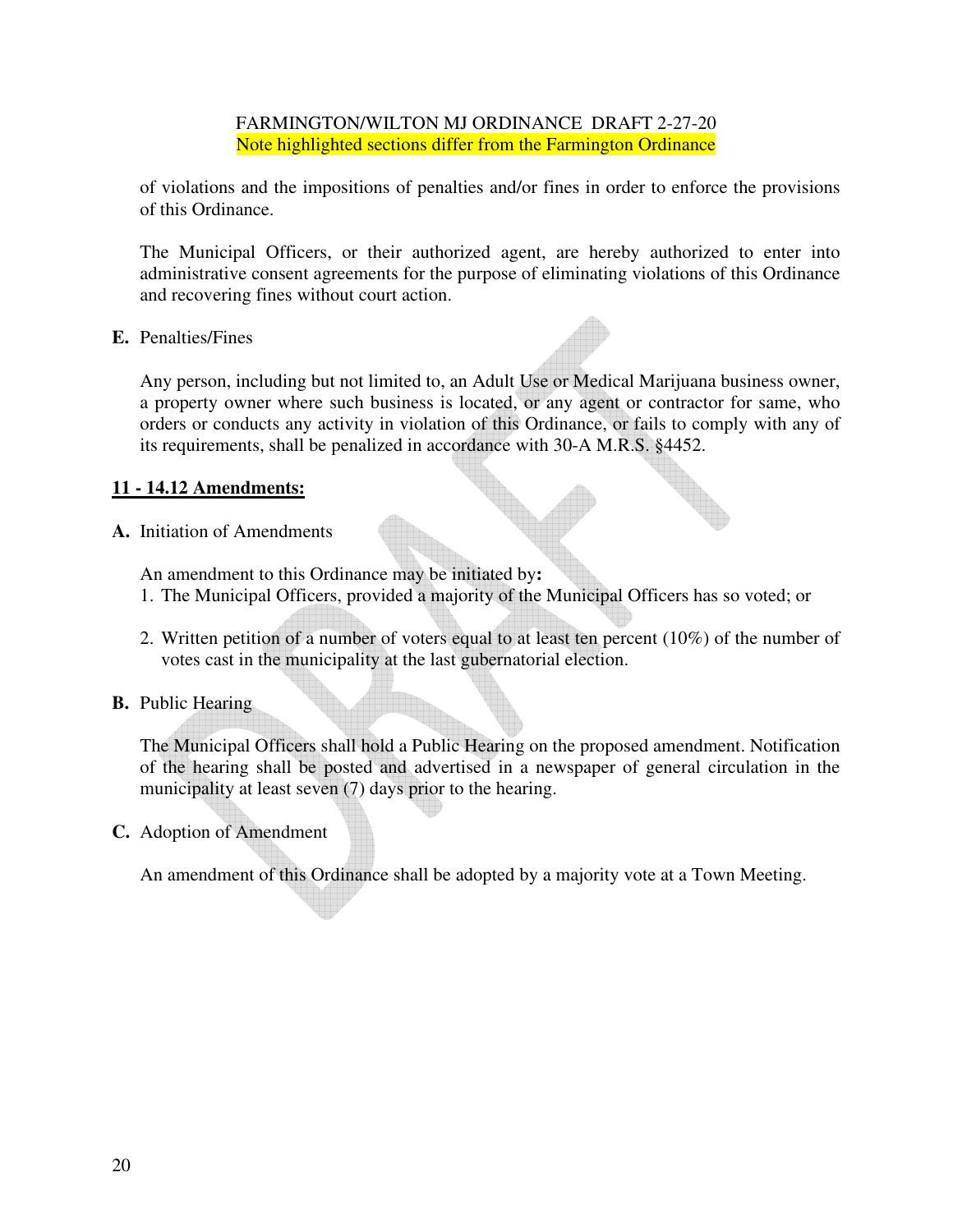of violations and the impositions of penalties and/or fines in order to enforce the provisions of this Ordinance.

The Municipal Officers, or their authorized agent, are hereby authorized to enter into administrative consent agreements for the purpose of eliminating violations of this Ordinance and recovering fines without court action.

**E.** Penalties/Fines

Any person, including but not limited to, an Adult Use or Medical Marijuana business owner, a property owner where such business is located, or any agent or contractor for same, who orders or conducts any activity in violation of this Ordinance, or fails to comply with any of its requirements, shall be penalized in accordance with 30-A M.R.S. §4452.

**<u>11 - 14.12 Amendments:</u>**

**A.** Initiation of Amendments

An amendment to this Ordinance may be initiated by**:**

1. The Municipal Officers, provided a majority of the Municipal Officers has so voted; or
2. Written petition of a number of voters equal to at least ten percent (10%) of the number of votes cast in the municipality at the last gubernatorial election.

**B.** Public Hearing

The Municipal Officers shall hold a Public Hearing on the proposed amendment. Notification of the hearing shall be posted and advertised in a newspaper of general circulation in the municipality at least seven (7) days prior to the hearing.

**C.** Adoption of Amendment

An amendment of this Ordinance shall be adopted by a majority vote at a Town Meeting.